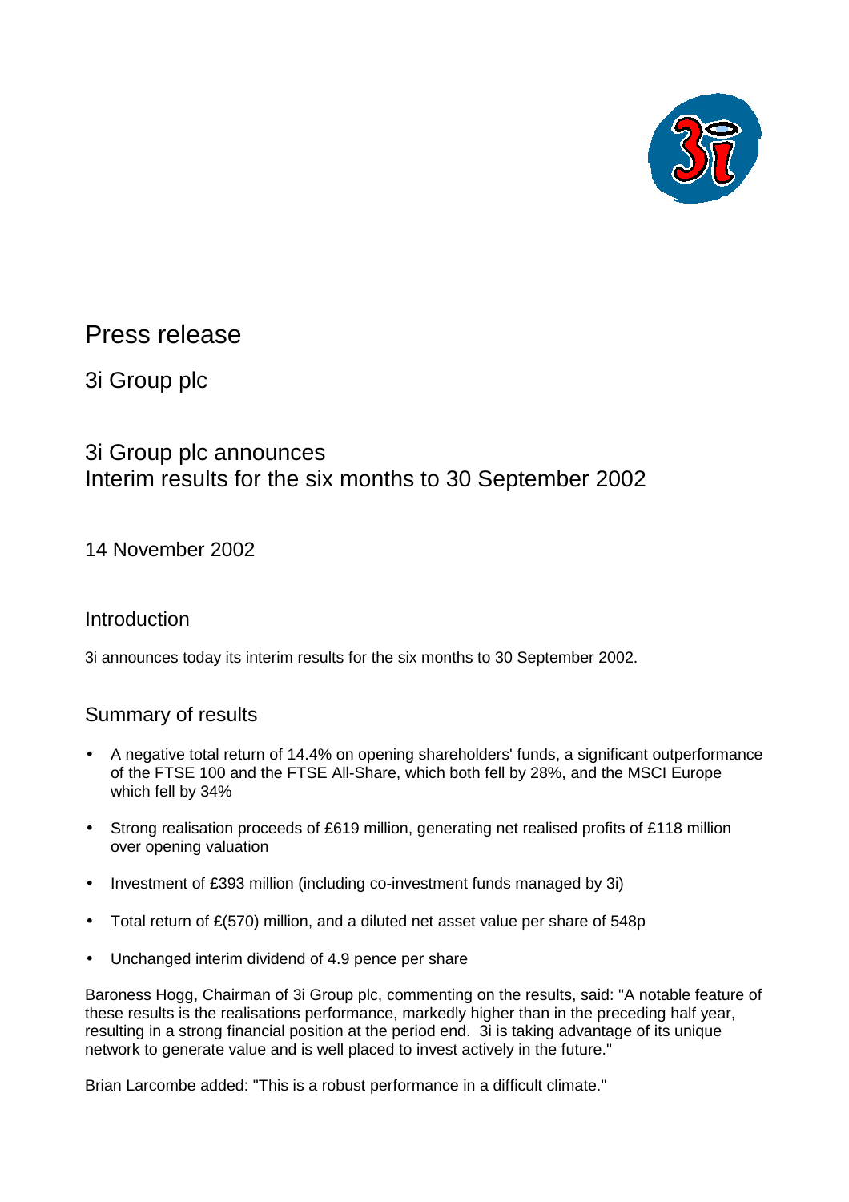# Press release

3i Group plc

## 3i Group plc announces
## Interim results for the six months to 30 September 2002

14 November 2002

### Introduction

3i announces today its interim results for the six months to 30 September 2002.

### Summary of results

- A negative total return of 14.4% on opening shareholders' funds, a significant outperformance of the FTSE 100 and the FTSE All-Share, which both fell by 28%, and the MSCI Europe which fell by 34%
- Strong realisation proceeds of £619 million, generating net realised profits of £118 million over opening valuation
- Investment of £393 million (including co-investment funds managed by 3i)
- Total return of £(570) million, and a diluted net asset value per share of 548p
- Unchanged interim dividend of 4.9 pence per share

Baroness Hogg, Chairman of 3i Group plc, commenting on the results, said: "A notable feature of these results is the realisations performance, markedly higher than in the preceding half year, resulting in a strong financial position at the period end. 3i is taking advantage of its unique network to generate value and is well placed to invest actively in the future."

Brian Larcombe added: "This is a robust performance in a difficult climate."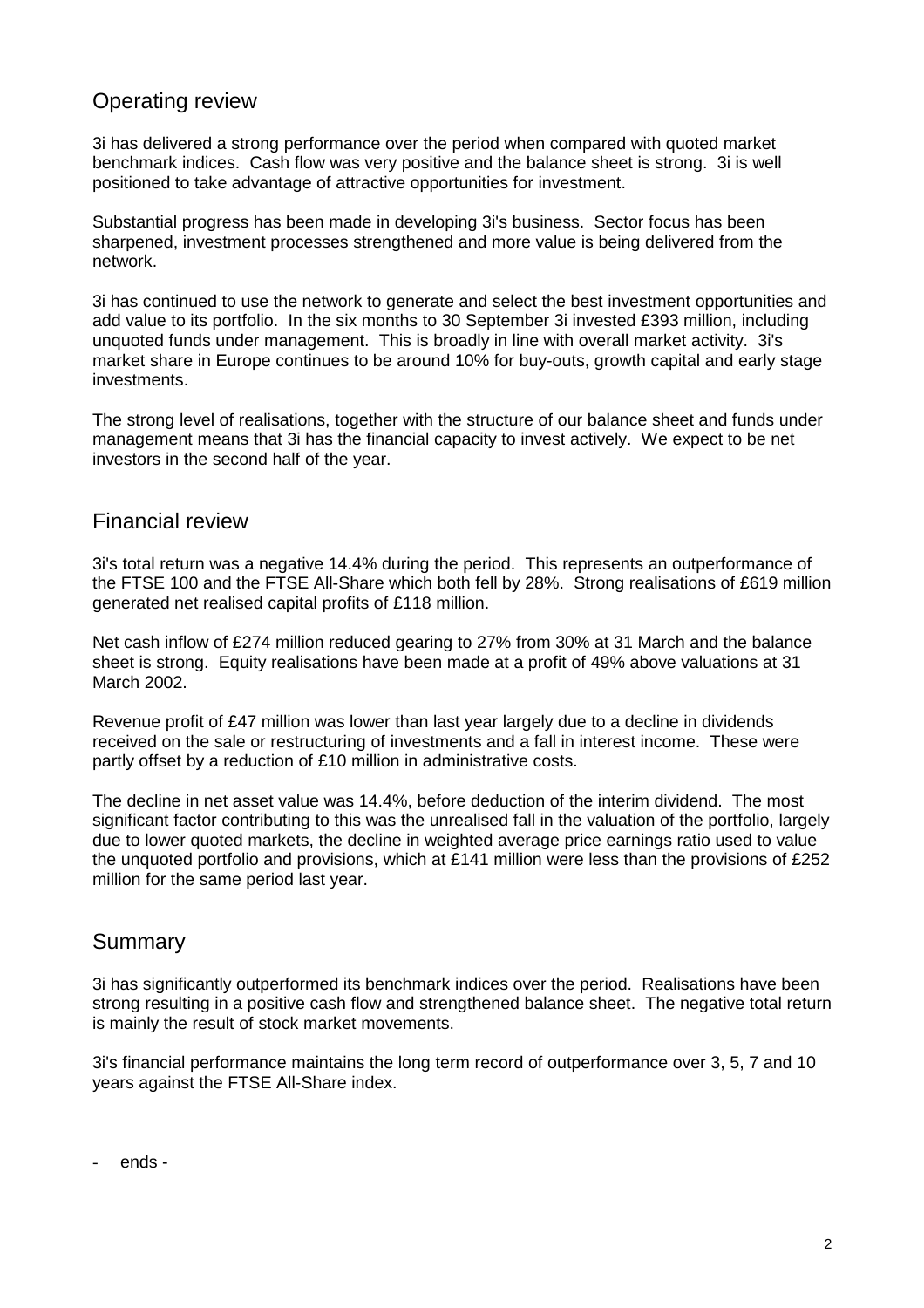## Operating review

3i has delivered a strong performance over the period when compared with quoted market benchmark indices. Cash flow was very positive and the balance sheet is strong. 3i is well positioned to take advantage of attractive opportunities for investment.

Substantial progress has been made in developing 3i's business. Sector focus has been sharpened, investment processes strengthened and more value is being delivered from the network.

3i has continued to use the network to generate and select the best investment opportunities and add value to its portfolio. In the six months to 30 September 3i invested £393 million, including unquoted funds under management. This is broadly in line with overall market activity. 3i's market share in Europe continues to be around 10% for buy-outs, growth capital and early stage investments.

The strong level of realisations, together with the structure of our balance sheet and funds under management means that 3i has the financial capacity to invest actively. We expect to be net investors in the second half of the year.

## Financial review

3i's total return was a negative 14.4% during the period. This represents an outperformance of the FTSE 100 and the FTSE All-Share which both fell by 28%. Strong realisations of £619 million generated net realised capital profits of £118 million.

Net cash inflow of £274 million reduced gearing to 27% from 30% at 31 March and the balance sheet is strong. Equity realisations have been made at a profit of 49% above valuations at 31 March 2002.

Revenue profit of £47 million was lower than last year largely due to a decline in dividends received on the sale or restructuring of investments and a fall in interest income. These were partly offset by a reduction of £10 million in administrative costs.

The decline in net asset value was 14.4%, before deduction of the interim dividend. The most significant factor contributing to this was the unrealised fall in the valuation of the portfolio, largely due to lower quoted markets, the decline in weighted average price earnings ratio used to value the unquoted portfolio and provisions, which at £141 million were less than the provisions of £252 million for the same period last year.

## Summary

3i has significantly outperformed its benchmark indices over the period. Realisations have been strong resulting in a positive cash flow and strengthened balance sheet. The negative total return is mainly the result of stock market movements.

3i's financial performance maintains the long term record of outperformance over 3, 5, 7 and 10 years against the FTSE All-Share index.

- ends -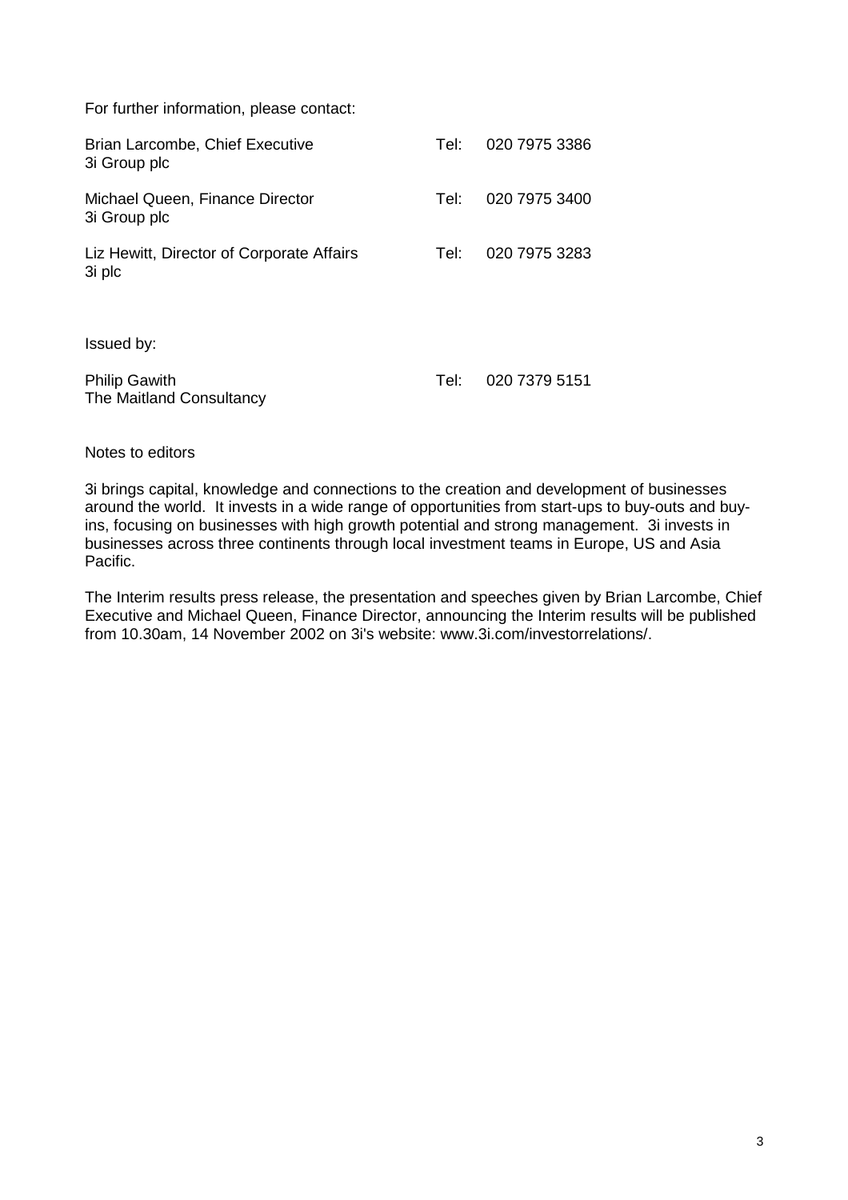For further information, please contact:

| | | |
|---|---|---|
| Brian Larcombe, Chief Executive<br>3i Group plc | Tel: | 020 7975 3386 |
| Michael Queen, Finance Director<br>3i Group plc | Tel: | 020 7975 3400 |
| Liz Hewitt, Director of Corporate Affairs<br>3i plc | Tel: | 020 7975 3283 |

Issued by:

| | | |
|---|---|---|
| Philip Gawith<br>The Maitland Consultancy | Tel: | 020 7379 5151 |

Notes to editors

3i brings capital, knowledge and connections to the creation and development of businesses around the world. It invests in a wide range of opportunities from start-ups to buy-outs and buy-ins, focusing on businesses with high growth potential and strong management. 3i invests in businesses across three continents through local investment teams in Europe, US and Asia Pacific.

The Interim results press release, the presentation and speeches given by Brian Larcombe, Chief Executive and Michael Queen, Finance Director, announcing the Interim results will be published from 10.30am, 14 November 2002 on 3i's website: www.3i.com/investorrelations/.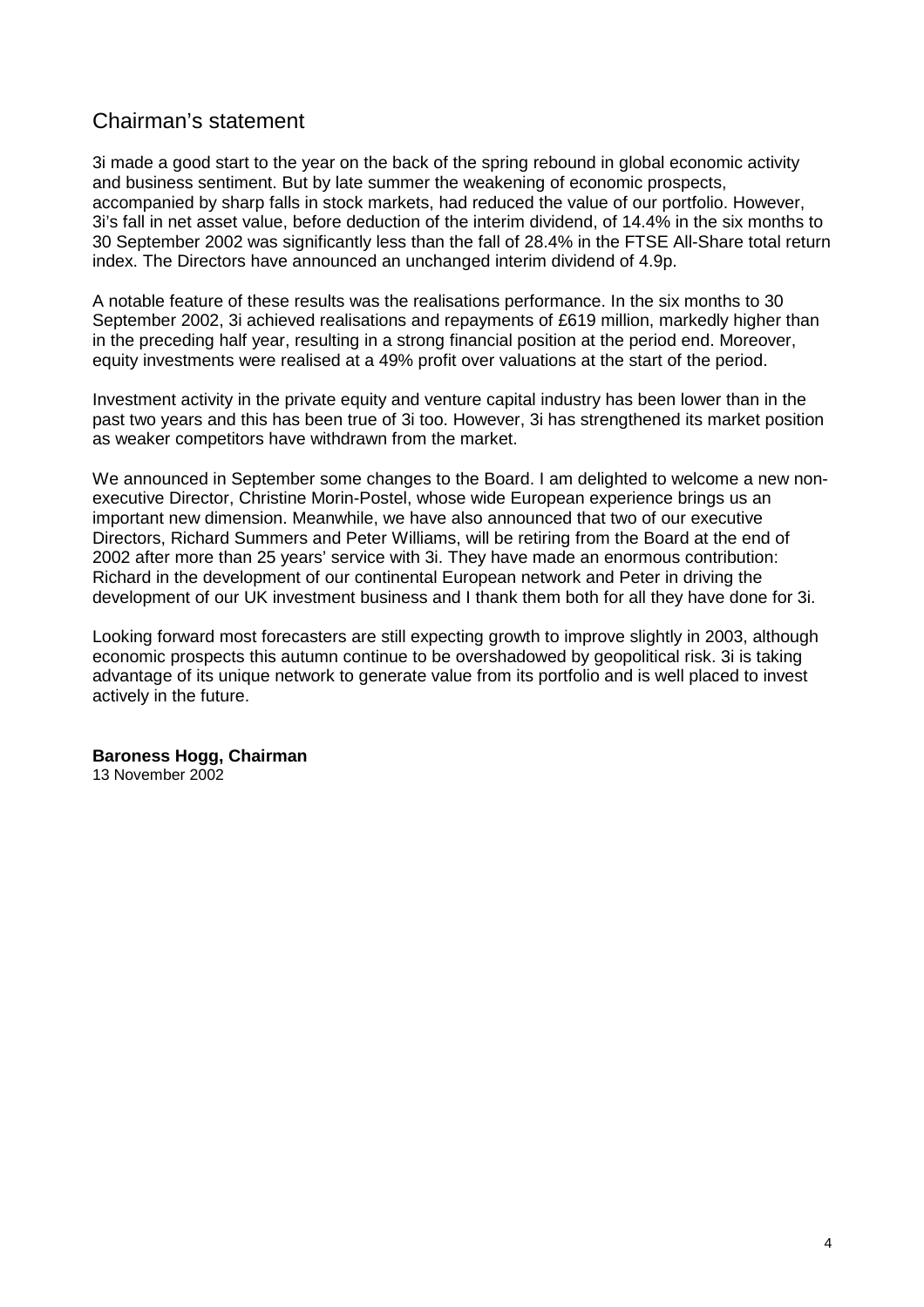## Chairman's statement

3i made a good start to the year on the back of the spring rebound in global economic activity and business sentiment. But by late summer the weakening of economic prospects, accompanied by sharp falls in stock markets, had reduced the value of our portfolio. However, 3i's fall in net asset value, before deduction of the interim dividend, of 14.4% in the six months to 30 September 2002 was significantly less than the fall of 28.4% in the FTSE All-Share total return index. The Directors have announced an unchanged interim dividend of 4.9p.

A notable feature of these results was the realisations performance. In the six months to 30 September 2002, 3i achieved realisations and repayments of £619 million, markedly higher than in the preceding half year, resulting in a strong financial position at the period end. Moreover, equity investments were realised at a 49% profit over valuations at the start of the period.

Investment activity in the private equity and venture capital industry has been lower than in the past two years and this has been true of 3i too. However, 3i has strengthened its market position as weaker competitors have withdrawn from the market.

We announced in September some changes to the Board. I am delighted to welcome a new non-executive Director, Christine Morin-Postel, whose wide European experience brings us an important new dimension. Meanwhile, we have also announced that two of our executive Directors, Richard Summers and Peter Williams, will be retiring from the Board at the end of 2002 after more than 25 years' service with 3i. They have made an enormous contribution: Richard in the development of our continental European network and Peter in driving the development of our UK investment business and I thank them both for all they have done for 3i.

Looking forward most forecasters are still expecting growth to improve slightly in 2003, although economic prospects this autumn continue to be overshadowed by geopolitical risk. 3i is taking advantage of its unique network to generate value from its portfolio and is well placed to invest actively in the future.

**Baroness Hogg, Chairman**
13 November 2002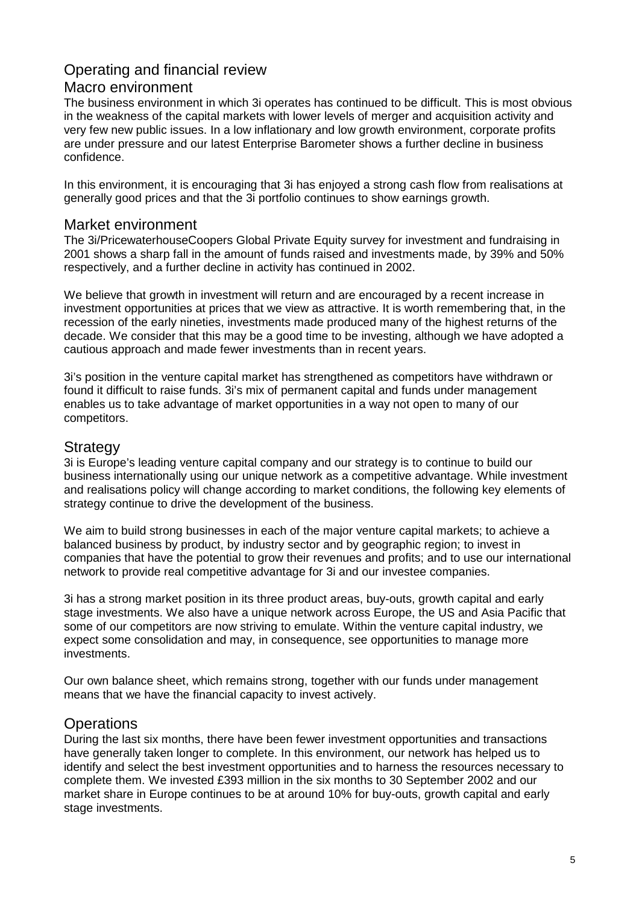# Operating and financial review

## Macro environment

The business environment in which 3i operates has continued to be difficult. This is most obvious in the weakness of the capital markets with lower levels of merger and acquisition activity and very few new public issues. In a low inflationary and low growth environment, corporate profits are under pressure and our latest Enterprise Barometer shows a further decline in business confidence.

In this environment, it is encouraging that 3i has enjoyed a strong cash flow from realisations at generally good prices and that the 3i portfolio continues to show earnings growth.

## Market environment

The 3i/PricewaterhouseCoopers Global Private Equity survey for investment and fundraising in 2001 shows a sharp fall in the amount of funds raised and investments made, by 39% and 50% respectively, and a further decline in activity has continued in 2002.

We believe that growth in investment will return and are encouraged by a recent increase in investment opportunities at prices that we view as attractive. It is worth remembering that, in the recession of the early nineties, investments made produced many of the highest returns of the decade. We consider that this may be a good time to be investing, although we have adopted a cautious approach and made fewer investments than in recent years.

3i's position in the venture capital market has strengthened as competitors have withdrawn or found it difficult to raise funds. 3i's mix of permanent capital and funds under management enables us to take advantage of market opportunities in a way not open to many of our competitors.

## Strategy

3i is Europe's leading venture capital company and our strategy is to continue to build our business internationally using our unique network as a competitive advantage. While investment and realisations policy will change according to market conditions, the following key elements of strategy continue to drive the development of the business.

We aim to build strong businesses in each of the major venture capital markets; to achieve a balanced business by product, by industry sector and by geographic region; to invest in companies that have the potential to grow their revenues and profits; and to use our international network to provide real competitive advantage for 3i and our investee companies.

3i has a strong market position in its three product areas, buy-outs, growth capital and early stage investments. We also have a unique network across Europe, the US and Asia Pacific that some of our competitors are now striving to emulate. Within the venture capital industry, we expect some consolidation and may, in consequence, see opportunities to manage more investments.

Our own balance sheet, which remains strong, together with our funds under management means that we have the financial capacity to invest actively.

## Operations

During the last six months, there have been fewer investment opportunities and transactions have generally taken longer to complete. In this environment, our network has helped us to identify and select the best investment opportunities and to harness the resources necessary to complete them. We invested £393 million in the six months to 30 September 2002 and our market share in Europe continues to be at around 10% for buy-outs, growth capital and early stage investments.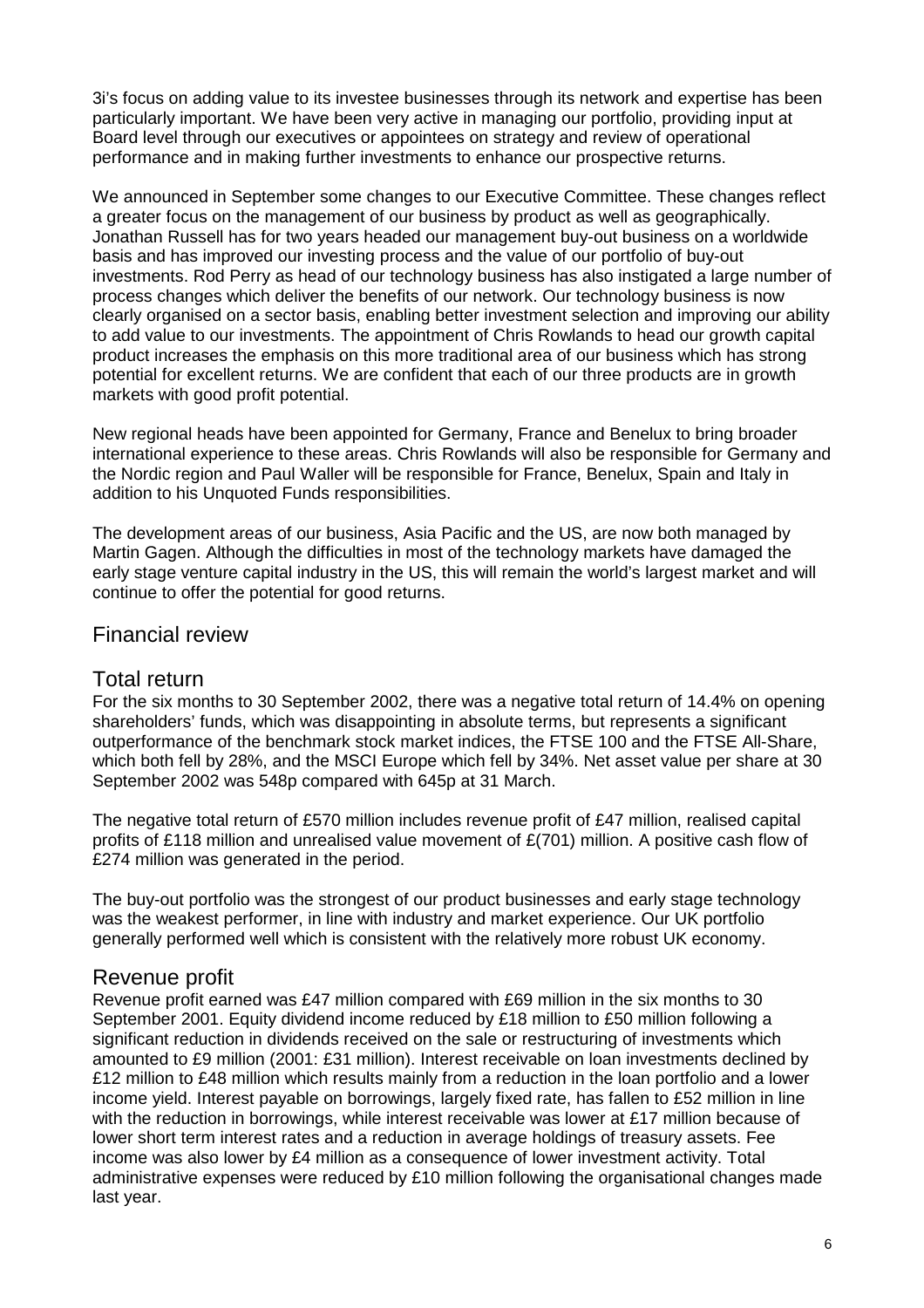3i's focus on adding value to its investee businesses through its network and expertise has been particularly important. We have been very active in managing our portfolio, providing input at Board level through our executives or appointees on strategy and review of operational performance and in making further investments to enhance our prospective returns.

We announced in September some changes to our Executive Committee. These changes reflect a greater focus on the management of our business by product as well as geographically. Jonathan Russell has for two years headed our management buy-out business on a worldwide basis and has improved our investing process and the value of our portfolio of buy-out investments. Rod Perry as head of our technology business has also instigated a large number of process changes which deliver the benefits of our network. Our technology business is now clearly organised on a sector basis, enabling better investment selection and improving our ability to add value to our investments. The appointment of Chris Rowlands to head our growth capital product increases the emphasis on this more traditional area of our business which has strong potential for excellent returns. We are confident that each of our three products are in growth markets with good profit potential.

New regional heads have been appointed for Germany, France and Benelux to bring broader international experience to these areas. Chris Rowlands will also be responsible for Germany and the Nordic region and Paul Waller will be responsible for France, Benelux, Spain and Italy in addition to his Unquoted Funds responsibilities.

The development areas of our business, Asia Pacific and the US, are now both managed by Martin Gagen. Although the difficulties in most of the technology markets have damaged the early stage venture capital industry in the US, this will remain the world's largest market and will continue to offer the potential for good returns.

## Financial review

## Total return

For the six months to 30 September 2002, there was a negative total return of 14.4% on opening shareholders' funds, which was disappointing in absolute terms, but represents a significant outperformance of the benchmark stock market indices, the FTSE 100 and the FTSE All-Share, which both fell by 28%, and the MSCI Europe which fell by 34%. Net asset value per share at 30 September 2002 was 548p compared with 645p at 31 March.

The negative total return of £570 million includes revenue profit of £47 million, realised capital profits of £118 million and unrealised value movement of £(701) million. A positive cash flow of £274 million was generated in the period.

The buy-out portfolio was the strongest of our product businesses and early stage technology was the weakest performer, in line with industry and market experience. Our UK portfolio generally performed well which is consistent with the relatively more robust UK economy.

## Revenue profit

Revenue profit earned was £47 million compared with £69 million in the six months to 30 September 2001. Equity dividend income reduced by £18 million to £50 million following a significant reduction in dividends received on the sale or restructuring of investments which amounted to £9 million (2001: £31 million). Interest receivable on loan investments declined by £12 million to £48 million which results mainly from a reduction in the loan portfolio and a lower income yield. Interest payable on borrowings, largely fixed rate, has fallen to £52 million in line with the reduction in borrowings, while interest receivable was lower at £17 million because of lower short term interest rates and a reduction in average holdings of treasury assets. Fee income was also lower by £4 million as a consequence of lower investment activity. Total administrative expenses were reduced by £10 million following the organisational changes made last year.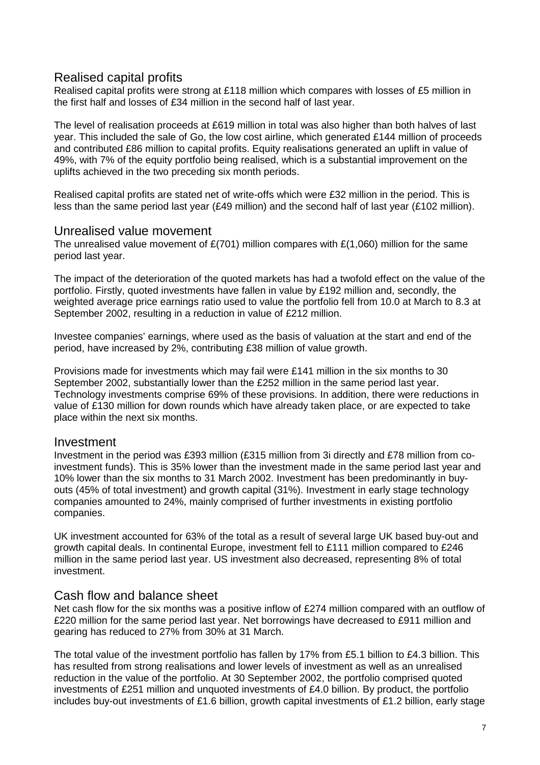## Realised capital profits

Realised capital profits were strong at £118 million which compares with losses of £5 million in the first half and losses of £34 million in the second half of last year.

The level of realisation proceeds at £619 million in total was also higher than both halves of last year. This included the sale of Go, the low cost airline, which generated £144 million of proceeds and contributed £86 million to capital profits. Equity realisations generated an uplift in value of 49%, with 7% of the equity portfolio being realised, which is a substantial improvement on the uplifts achieved in the two preceding six month periods.

Realised capital profits are stated net of write-offs which were £32 million in the period. This is less than the same period last year (£49 million) and the second half of last year (£102 million).

## Unrealised value movement

The unrealised value movement of £(701) million compares with £(1,060) million for the same period last year.

The impact of the deterioration of the quoted markets has had a twofold effect on the value of the portfolio. Firstly, quoted investments have fallen in value by £192 million and, secondly, the weighted average price earnings ratio used to value the portfolio fell from 10.0 at March to 8.3 at September 2002, resulting in a reduction in value of £212 million.

Investee companies' earnings, where used as the basis of valuation at the start and end of the period, have increased by 2%, contributing £38 million of value growth.

Provisions made for investments which may fail were £141 million in the six months to 30 September 2002, substantially lower than the £252 million in the same period last year. Technology investments comprise 69% of these provisions. In addition, there were reductions in value of £130 million for down rounds which have already taken place, or are expected to take place within the next six months.

## Investment

Investment in the period was £393 million (£315 million from 3i directly and £78 million from co-investment funds). This is 35% lower than the investment made in the same period last year and 10% lower than the six months to 31 March 2002. Investment has been predominantly in buy-outs (45% of total investment) and growth capital (31%). Investment in early stage technology companies amounted to 24%, mainly comprised of further investments in existing portfolio companies.

UK investment accounted for 63% of the total as a result of several large UK based buy-out and growth capital deals. In continental Europe, investment fell to £111 million compared to £246 million in the same period last year. US investment also decreased, representing 8% of total investment.

## Cash flow and balance sheet

Net cash flow for the six months was a positive inflow of £274 million compared with an outflow of £220 million for the same period last year. Net borrowings have decreased to £911 million and gearing has reduced to 27% from 30% at 31 March.

The total value of the investment portfolio has fallen by 17% from £5.1 billion to £4.3 billion. This has resulted from strong realisations and lower levels of investment as well as an unrealised reduction in the value of the portfolio. At 30 September 2002, the portfolio comprised quoted investments of £251 million and unquoted investments of £4.0 billion. By product, the portfolio includes buy-out investments of £1.6 billion, growth capital investments of £1.2 billion, early stage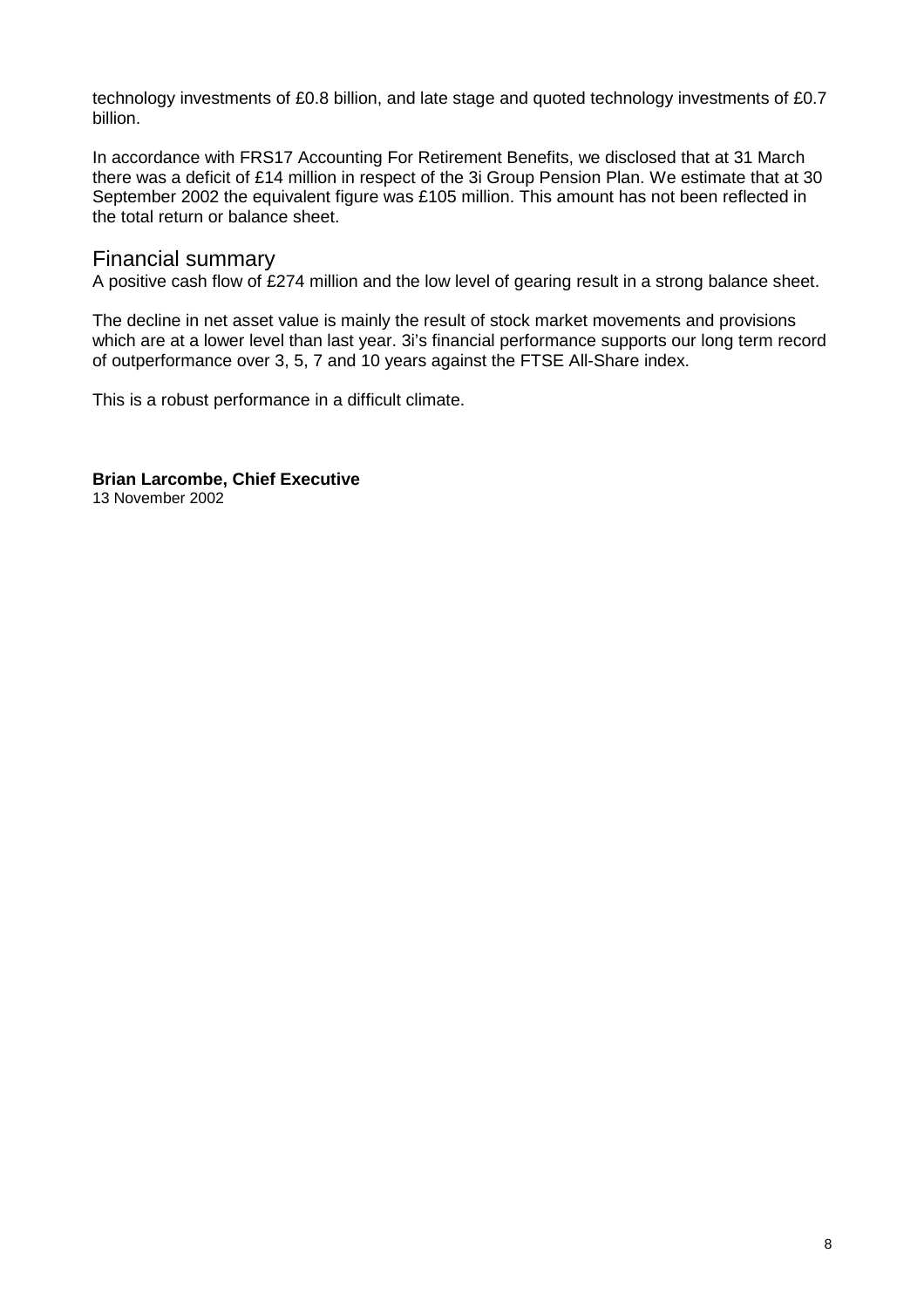technology investments of £0.8 billion, and late stage and quoted technology investments of £0.7 billion.

In accordance with FRS17 Accounting For Retirement Benefits, we disclosed that at 31 March there was a deficit of £14 million in respect of the 3i Group Pension Plan. We estimate that at 30 September 2002 the equivalent figure was £105 million. This amount has not been reflected in the total return or balance sheet.

## Financial summary

A positive cash flow of £274 million and the low level of gearing result in a strong balance sheet.

The decline in net asset value is mainly the result of stock market movements and provisions which are at a lower level than last year. 3i's financial performance supports our long term record of outperformance over 3, 5, 7 and 10 years against the FTSE All-Share index.

This is a robust performance in a difficult climate.

**Brian Larcombe, Chief Executive**
13 November 2002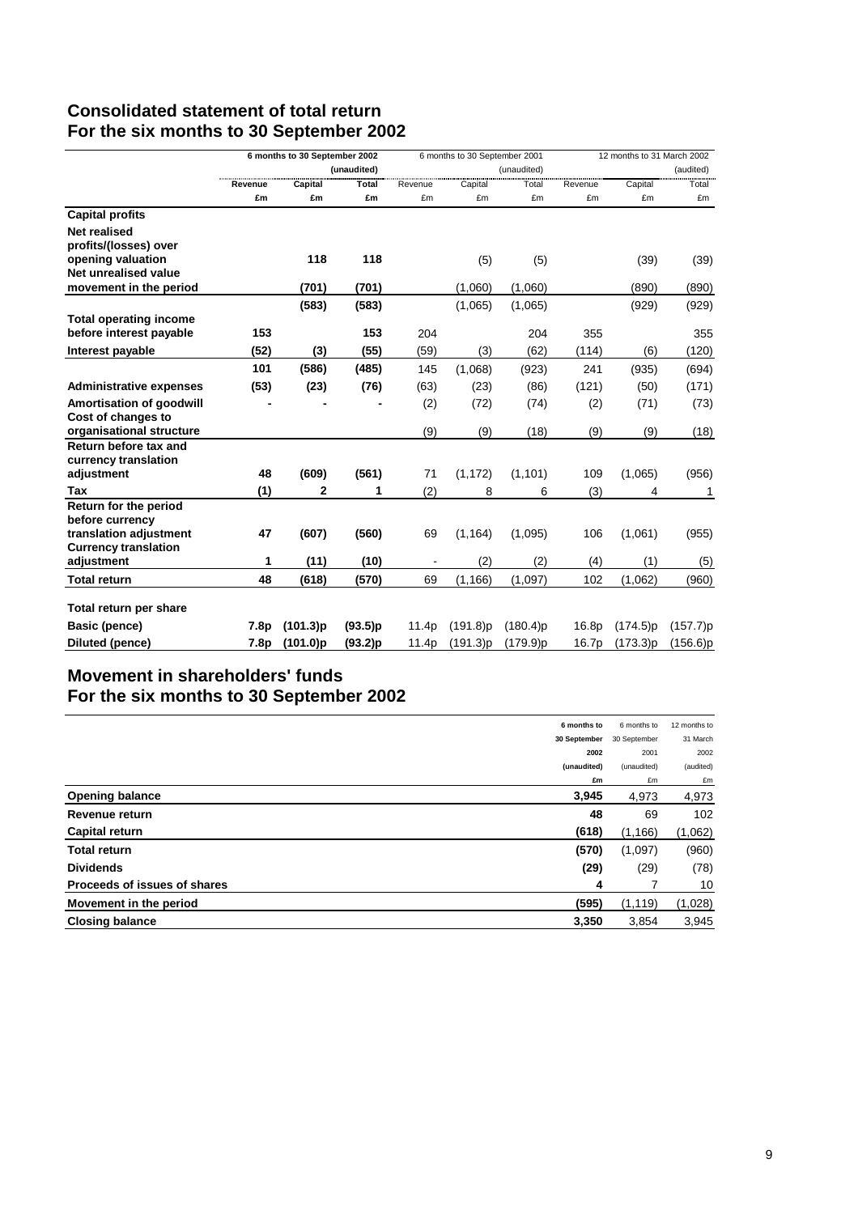## Consolidated statement of total return
## For the six months to 30 September 2002

| | 6 months to 30 September 2002 | | | 6 months to 30 September 2001 | | | 12 months to 31 March 2002 | | |
|---|---|---|---|---|---|---|---|---|---|
| | | | (unaudited) | | | (unaudited) | | | (audited) |
| | Revenue | Capital | Total | Revenue | Capital | Total | Revenue | Capital | Total |
| | £m | £m | £m | £m | £m | £m | £m | £m | £m |
| **Capital profits** | | | | | | | | | |
| **Net realised profits/(losses) over opening valuation** | | 118 | 118 | | (5) | (5) | | (39) | (39) |
| **Net unrealised value movement in the period** | | (701) | (701) | | (1,060) | (1,060) | | (890) | (890) |
| | | (583) | (583) | | (1,065) | (1,065) | | (929) | (929) |
| **Total operating income before interest payable** | 153 | | 153 | 204 | | 204 | 355 | | 355 |
| **Interest payable** | (52) | (3) | (55) | (59) | (3) | (62) | (114) | (6) | (120) |
| | 101 | (586) | (485) | 145 | (1,068) | (923) | 241 | (935) | (694) |
| **Administrative expenses** | (53) | (23) | (76) | (63) | (23) | (86) | (121) | (50) | (171) |
| **Amortisation of goodwill** | - | - | - | (2) | (72) | (74) | (2) | (71) | (73) |
| **Cost of changes to organisational structure** | | | | (9) | (9) | (18) | (9) | (9) | (18) |
| **Return before tax and currency translation adjustment** | 48 | (609) | (561) | 71 | (1,172) | (1,101) | 109 | (1,065) | (956) |
| **Tax** | (1) | 2 | 1 | (2) | 8 | 6 | (3) | 4 | 1 |
| **Return for the period before currency translation adjustment** | 47 | (607) | (560) | 69 | (1,164) | (1,095) | 106 | (1,061) | (955) |
| **Currency translation adjustment** | 1 | (11) | (10) | - | (2) | (2) | (4) | (1) | (5) |
| **Total return** | 48 | (618) | (570) | 69 | (1,166) | (1,097) | 102 | (1,062) | (960) |
| | | | | | | | | | |
| **Total return per share** | | | | | | | | | |
| **Basic (pence)** | 7.8p | (101.3)p | (93.5)p | 11.4p | (191.8)p | (180.4)p | 16.8p | (174.5)p | (157.7)p |
| **Diluted (pence)** | 7.8p | (101.0)p | (93.2)p | 11.4p | (191.3)p | (179.9)p | 16.7p | (173.3)p | (156.6)p |

## Movement in shareholders' funds
## For the six months to 30 September 2002

| | 6 months to 30 September 2002 (unaudited) | 6 months to 30 September 2001 (unaudited) | 12 months to 31 March 2002 (audited) |
|---|---|---|---|
| | £m | £m | £m |
| **Opening balance** | 3,945 | 4,973 | 4,973 |
| **Revenue return** | 48 | 69 | 102 |
| **Capital return** | (618) | (1,166) | (1,062) |
| **Total return** | (570) | (1,097) | (960) |
| **Dividends** | (29) | (29) | (78) |
| **Proceeds of issues of shares** | 4 | 7 | 10 |
| **Movement in the period** | (595) | (1,119) | (1,028) |
| **Closing balance** | 3,350 | 3,854 | 3,945 |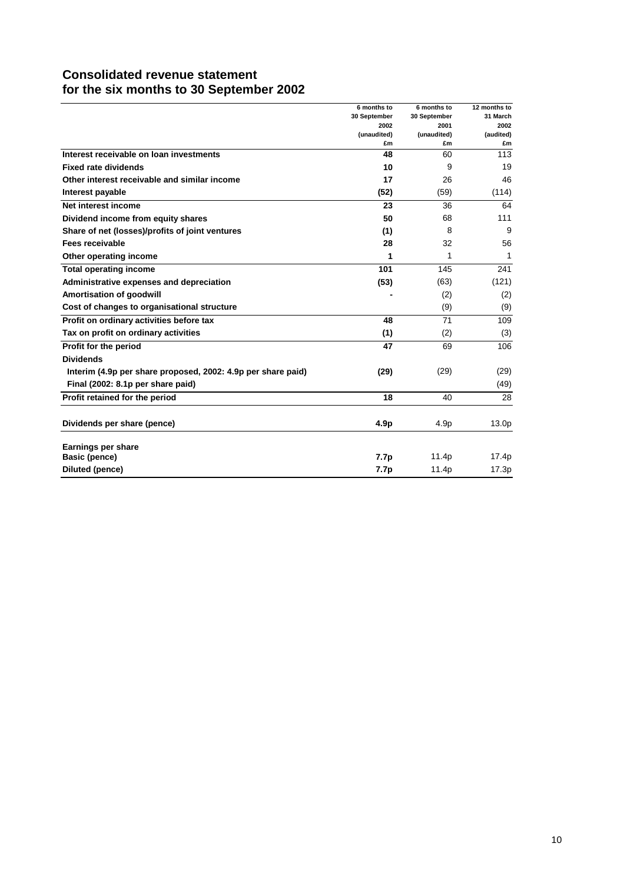# Consolidated revenue statement
# for the six months to 30 September 2002

| | 6 months to 30 September 2002 (unaudited) £m | 6 months to 30 September 2001 (unaudited) £m | 12 months to 31 March 2002 (audited) £m |
|---|---|---|---|
| **Interest receivable on loan investments** | **48** | 60 | 113 |
| **Fixed rate dividends** | **10** | 9 | 19 |
| **Other interest receivable and similar income** | **17** | 26 | 46 |
| **Interest payable** | **(52)** | (59) | (114) |
| **Net interest income** | **23** | 36 | 64 |
| **Dividend income from equity shares** | **50** | 68 | 111 |
| **Share of net (losses)/profits of joint ventures** | **(1)** | 8 | 9 |
| **Fees receivable** | **28** | 32 | 56 |
| **Other operating income** | **1** | 1 | 1 |
| **Total operating income** | **101** | 145 | 241 |
| **Administrative expenses and depreciation** | **(53)** | (63) | (121) |
| **Amortisation of goodwill** | **-** | (2) | (2) |
| **Cost of changes to organisational structure** | | (9) | (9) |
| **Profit on ordinary activities before tax** | **48** | 71 | 109 |
| **Tax on profit on ordinary activities** | **(1)** | (2) | (3) |
| **Profit for the period** | **47** | 69 | 106 |
| **Dividends** | | | |
| **Interim (4.9p per share proposed, 2002: 4.9p per share paid)** | **(29)** | (29) | (29) |
| **Final (2002: 8.1p per share paid)** | | | (49) |
| **Profit retained for the period** | **18** | 40 | 28 |
| | | | |
| **Dividends per share (pence)** | **4.9p** | 4.9p | 13.0p |
| | | | |
| **Earnings per share** | | | |
| **Basic (pence)** | **7.7p** | 11.4p | 17.4p |
| **Diluted (pence)** | **7.7p** | 11.4p | 17.3p |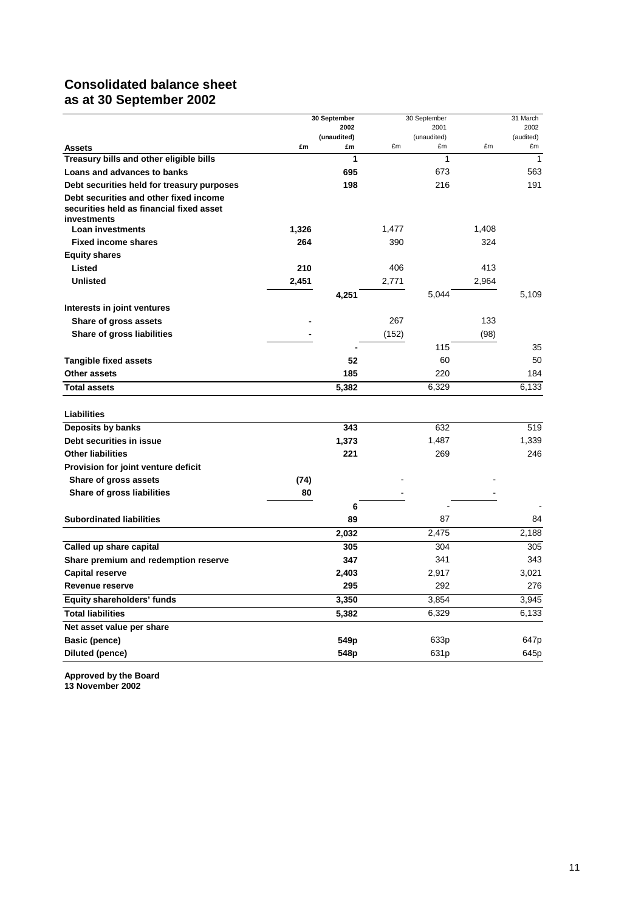# Consolidated balance sheet
# as at 30 September 2002

| | 30 September 2002 (unaudited) | | 30 September 2001 (unaudited) | | 31 March 2002 (audited) | |
|---|---|---|---|---|---|---|
| **Assets** | **£m** | **£m** | £m | £m | £m | £m |
| **Treasury bills and other eligible bills** | | **1** | | 1 | | 1 |
| **Loans and advances to banks** | | **695** | | 673 | | 563 |
| **Debt securities held for treasury purposes** | | **198** | | 216 | | 191 |
| **Debt securities and other fixed income securities held as financial fixed asset investments** | | | | | | |
| **Loan investments** | **1,326** | | 1,477 | | 1,408 | |
| **Fixed income shares** | **264** | | 390 | | 324 | |
| **Equity shares** | | | | | | |
| **Listed** | **210** | | 406 | | 413 | |
| **Unlisted** | **2,451** | | 2,771 | | 2,964 | |
| | | **4,251** | | 5,044 | | 5,109 |
| **Interests in joint ventures** | | | | | | |
| **Share of gross assets** | **-** | | 267 | | 133 | |
| **Share of gross liabilities** | **-** | | (152) | | (98) | |
| | | **-** | | 115 | | 35 |
| **Tangible fixed assets** | | **52** | | 60 | | 50 |
| **Other assets** | | **185** | | 220 | | 184 |
| **Total assets** | | **5,382** | | 6,329 | | 6,133 |
| | | | | | | |
| **Liabilities** | | | | | | |
| **Deposits by banks** | | **343** | | 632 | | 519 |
| **Debt securities in issue** | | **1,373** | | 1,487 | | 1,339 |
| **Other liabilities** | | **221** | | 269 | | 246 |
| **Provision for joint venture deficit** | | | | | | |
| **Share of gross assets** | **(74)** | | - | | - | |
| **Share of gross liabilities** | **80** | | - | | - | |
| | | **6** | | - | | - |
| **Subordinated liabilities** | | **89** | | 87 | | 84 |
| | | **2,032** | | 2,475 | | 2,188 |
| **Called up share capital** | | **305** | | 304 | | 305 |
| **Share premium and redemption reserve** | | **347** | | 341 | | 343 |
| **Capital reserve** | | **2,403** | | 2,917 | | 3,021 |
| **Revenue reserve** | | **295** | | 292 | | 276 |
| **Equity shareholders' funds** | | **3,350** | | 3,854 | | 3,945 |
| **Total liabilities** | | **5,382** | | 6,329 | | 6,133 |
| **Net asset value per share** | | | | | | |
| **Basic (pence)** | | **549p** | | 633p | | 647p |
| **Diluted (pence)** | | **548p** | | 631p | | 645p |

**Approved by the Board**
**13 November 2002**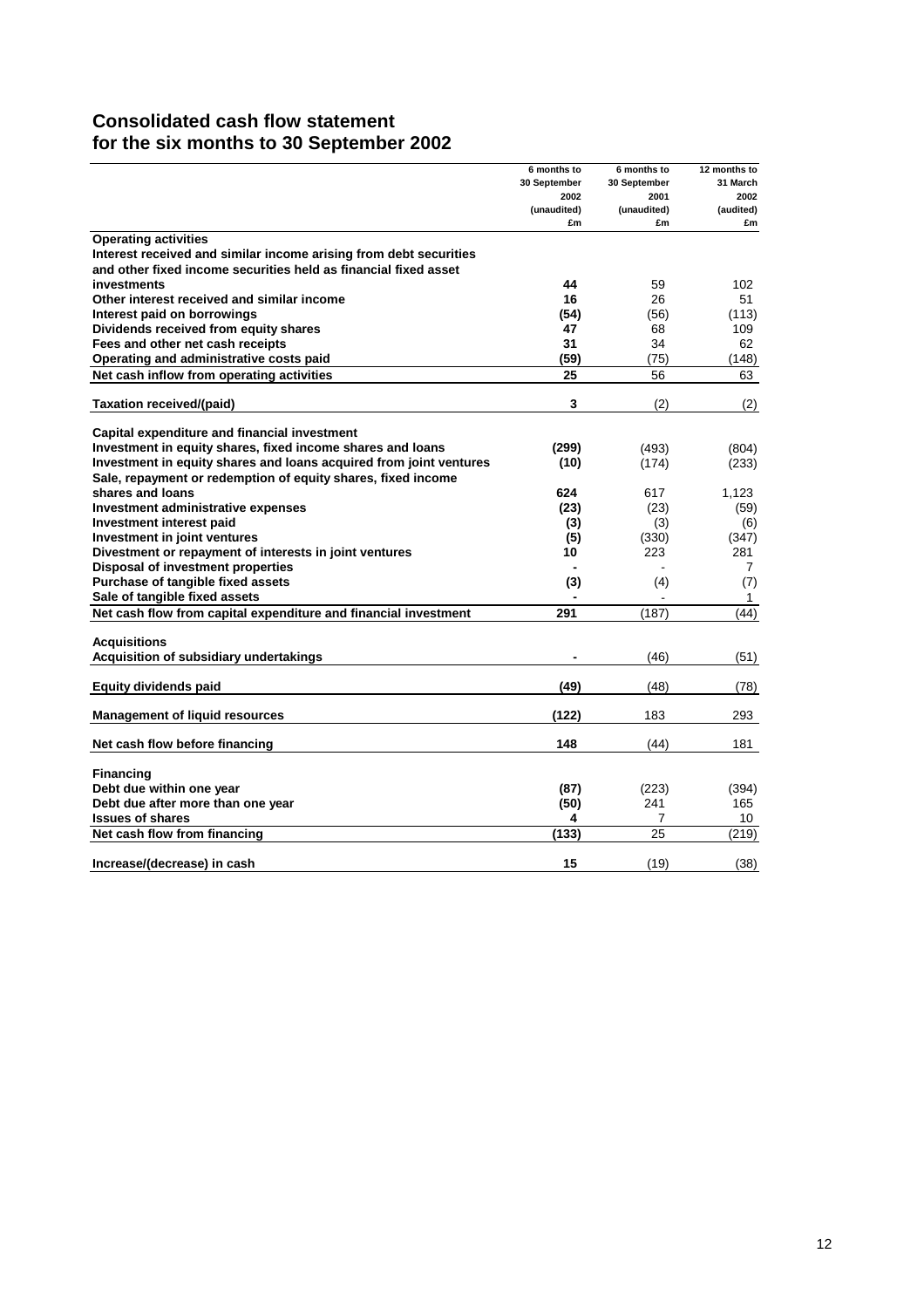# Consolidated cash flow statement
# for the six months to 30 September 2002

| | 6 months to 30 September 2002 (unaudited) £m | 6 months to 30 September 2001 (unaudited) £m | 12 months to 31 March 2002 (audited) £m |
|---|---|---|---|
| **Operating activities** | | | |
| **Interest received and similar income arising from debt securities and other fixed income securities held as financial fixed asset investments** | **44** | 59 | 102 |
| **Other interest received and similar income** | **16** | 26 | 51 |
| **Interest paid on borrowings** | **(54)** | (56) | (113) |
| **Dividends received from equity shares** | **47** | 68 | 109 |
| **Fees and other net cash receipts** | **31** | 34 | 62 |
| **Operating and administrative costs paid** | **(59)** | (75) | (148) |
| **Net cash inflow from operating activities** | **25** | 56 | 63 |
| | | | |
| **Taxation received/(paid)** | **3** | (2) | (2) |
| | | | |
| **Capital expenditure and financial investment** | | | |
| **Investment in equity shares, fixed income shares and loans** | **(299)** | (493) | (804) |
| **Investment in equity shares and loans acquired from joint ventures** | **(10)** | (174) | (233) |
| **Sale, repayment or redemption of equity shares, fixed income shares and loans** | **624** | 617 | 1,123 |
| **Investment administrative expenses** | **(23)** | (23) | (59) |
| **Investment interest paid** | **(3)** | (3) | (6) |
| **Investment in joint ventures** | **(5)** | (330) | (347) |
| **Divestment or repayment of interests in joint ventures** | **10** | 223 | 281 |
| **Disposal of investment properties** | **-** | - | 7 |
| **Purchase of tangible fixed assets** | **(3)** | (4) | (7) |
| **Sale of tangible fixed assets** | **-** | - | 1 |
| **Net cash flow from capital expenditure and financial investment** | **291** | (187) | (44) |
| | | | |
| **Acquisitions** | | | |
| **Acquisition of subsidiary undertakings** | **-** | (46) | (51) |
| | | | |
| **Equity dividends paid** | **(49)** | (48) | (78) |
| | | | |
| **Management of liquid resources** | **(122)** | 183 | 293 |
| | | | |
| **Net cash flow before financing** | **148** | (44) | 181 |
| | | | |
| **Financing** | | | |
| **Debt due within one year** | **(87)** | (223) | (394) |
| **Debt due after more than one year** | **(50)** | 241 | 165 |
| **Issues of shares** | **4** | 7 | 10 |
| **Net cash flow from financing** | **(133)** | 25 | (219) |
| | | | |
| **Increase/(decrease) in cash** | **15** | (19) | (38) |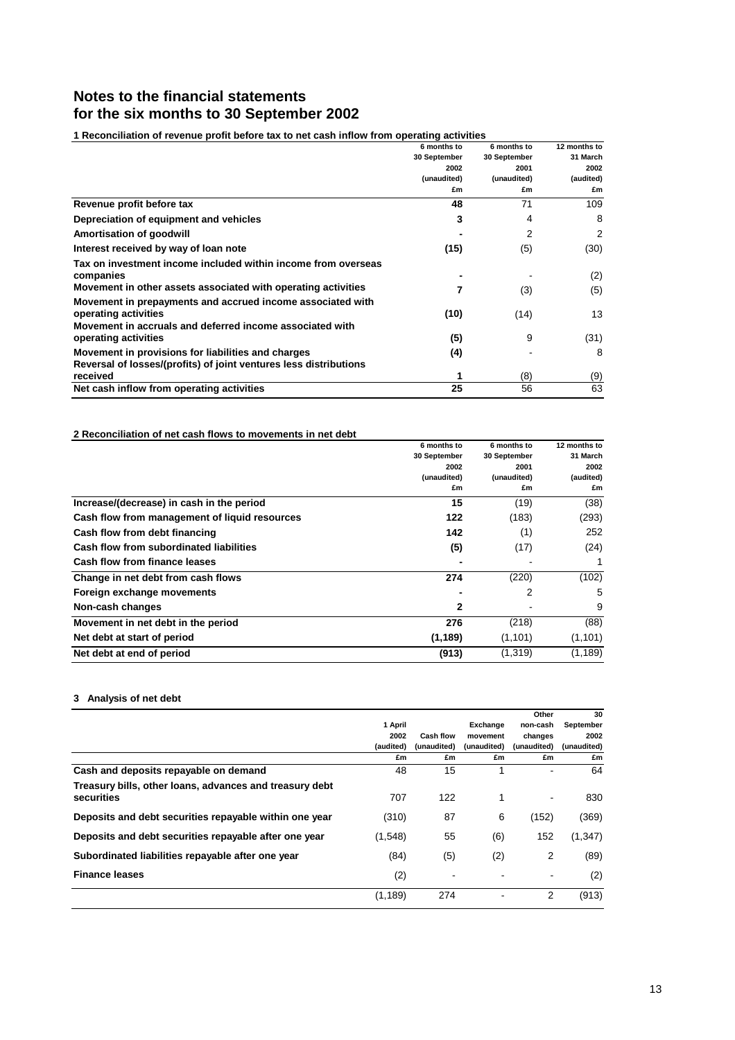# Notes to the financial statements for the six months to 30 September 2002

**1 Reconciliation of revenue profit before tax to net cash inflow from operating activities**

| | 6 months to 30 September 2002 (unaudited) £m | 6 months to 30 September 2001 (unaudited) £m | 12 months to 31 March 2002 (audited) £m |
|---|---|---|---|
| **Revenue profit before tax** | **48** | 71 | 109 |
| **Depreciation of equipment and vehicles** | **3** | 4 | 8 |
| **Amortisation of goodwill** | **-** | 2 | 2 |
| **Interest received by way of loan note** | **(15)** | (5) | (30) |
| **Tax on investment income included within income from overseas companies** | **-** | - | (2) |
| **Movement in other assets associated with operating activities** | **7** | (3) | (5) |
| **Movement in prepayments and accrued income associated with operating activities** | **(10)** | (14) | 13 |
| **Movement in accruals and deferred income associated with operating activities** | **(5)** | 9 | (31) |
| **Movement in provisions for liabilities and charges** | **(4)** | - | 8 |
| **Reversal of losses/(profits) of joint ventures less distributions received** | **1** | (8) | (9) |
| **Net cash inflow from operating activities** | **25** | 56 | 63 |

**2 Reconciliation of net cash flows to movements in net debt**

| | 6 months to 30 September 2002 (unaudited) £m | 6 months to 30 September 2001 (unaudited) £m | 12 months to 31 March 2002 (audited) £m |
|---|---|---|---|
| **Increase/(decrease) in cash in the period** | **15** | (19) | (38) |
| **Cash flow from management of liquid resources** | **122** | (183) | (293) |
| **Cash flow from debt financing** | **142** | (1) | 252 |
| **Cash flow from subordinated liabilities** | **(5)** | (17) | (24) |
| **Cash flow from finance leases** | **-** | - | 1 |
| **Change in net debt from cash flows** | **274** | (220) | (102) |
| **Foreign exchange movements** | **-** | 2 | 5 |
| **Non-cash changes** | **2** | - | 9 |
| **Movement in net debt in the period** | **276** | (218) | (88) |
| **Net debt at start of period** | **(1,189)** | (1,101) | (1,101) |
| **Net debt at end of period** | **(913)** | (1,319) | (1,189) |

**3 Analysis of net debt**

| | 1 April 2002 (audited) £m | Cash flow (unaudited) £m | Exchange movement (unaudited) £m | Other non-cash changes (unaudited) £m | 30 September 2002 (unaudited) £m |
|---|---|---|---|---|---|
| **Cash and deposits repayable on demand** | 48 | 15 | 1 | - | 64 |
| **Treasury bills, other loans, advances and treasury debt securities** | 707 | 122 | 1 | - | 830 |
| **Deposits and debt securities repayable within one year** | (310) | 87 | 6 | (152) | (369) |
| **Deposits and debt securities repayable after one year** | (1,548) | 55 | (6) | 152 | (1,347) |
| **Subordinated liabilities repayable after one year** | (84) | (5) | (2) | 2 | (89) |
| **Finance leases** | (2) | - | - | - | (2) |
| | (1,189) | 274 | - | 2 | (913) |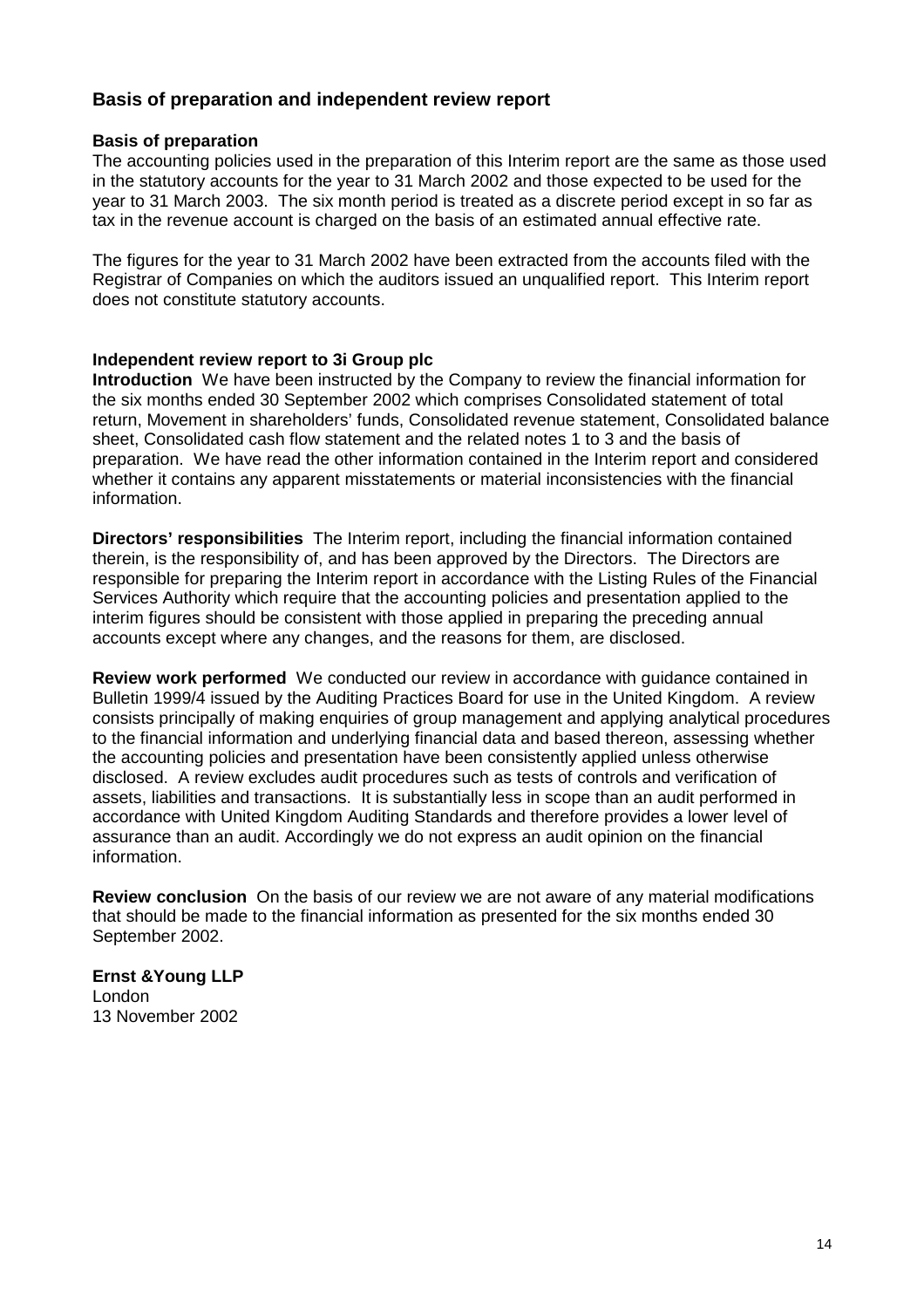## Basis of preparation and independent review report

### Basis of preparation

The accounting policies used in the preparation of this Interim report are the same as those used in the statutory accounts for the year to 31 March 2002 and those expected to be used for the year to 31 March 2003. The six month period is treated as a discrete period except in so far as tax in the revenue account is charged on the basis of an estimated annual effective rate.

The figures for the year to 31 March 2002 have been extracted from the accounts filed with the Registrar of Companies on which the auditors issued an unqualified report. This Interim report does not constitute statutory accounts.

### Independent review report to 3i Group plc

**Introduction** We have been instructed by the Company to review the financial information for the six months ended 30 September 2002 which comprises Consolidated statement of total return, Movement in shareholders' funds, Consolidated revenue statement, Consolidated balance sheet, Consolidated cash flow statement and the related notes 1 to 3 and the basis of preparation. We have read the other information contained in the Interim report and considered whether it contains any apparent misstatements or material inconsistencies with the financial information.

**Directors' responsibilities** The Interim report, including the financial information contained therein, is the responsibility of, and has been approved by the Directors. The Directors are responsible for preparing the Interim report in accordance with the Listing Rules of the Financial Services Authority which require that the accounting policies and presentation applied to the interim figures should be consistent with those applied in preparing the preceding annual accounts except where any changes, and the reasons for them, are disclosed.

**Review work performed** We conducted our review in accordance with guidance contained in Bulletin 1999/4 issued by the Auditing Practices Board for use in the United Kingdom. A review consists principally of making enquiries of group management and applying analytical procedures to the financial information and underlying financial data and based thereon, assessing whether the accounting policies and presentation have been consistently applied unless otherwise disclosed. A review excludes audit procedures such as tests of controls and verification of assets, liabilities and transactions. It is substantially less in scope than an audit performed in accordance with United Kingdom Auditing Standards and therefore provides a lower level of assurance than an audit. Accordingly we do not express an audit opinion on the financial information.

**Review conclusion** On the basis of our review we are not aware of any material modifications that should be made to the financial information as presented for the six months ended 30 September 2002.

**Ernst &Young LLP**
London
13 November 2002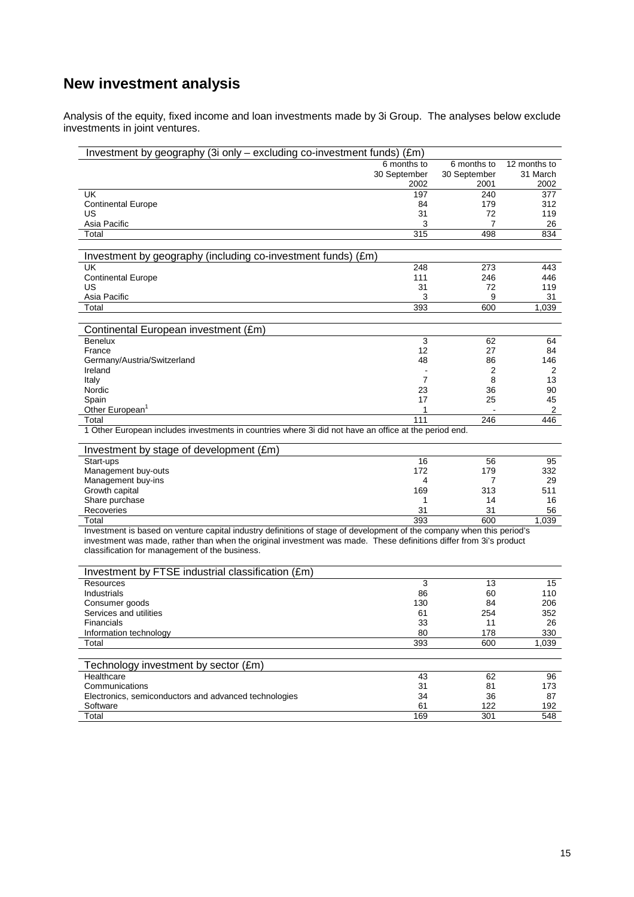# New investment analysis

Analysis of the equity, fixed income and loan investments made by 3i Group. The analyses below exclude investments in joint ventures.

| Investment by geography (3i only – excluding co-investment funds) (£m) | 6 months to 30 September 2002 | 6 months to 30 September 2001 | 12 months to 31 March 2002 |
|---|---|---|---|
| UK | 197 | 240 | 377 |
| Continental Europe | 84 | 179 | 312 |
| US | 31 | 72 | 119 |
| Asia Pacific | 3 | 7 | 26 |
| Total | 315 | 498 | 834 |

| Investment by geography (including co-investment funds) (£m) | | | |
|---|---|---|---|
| UK | 248 | 273 | 443 |
| Continental Europe | 111 | 246 | 446 |
| US | 31 | 72 | 119 |
| Asia Pacific | 3 | 9 | 31 |
| Total | 393 | 600 | 1,039 |

| Continental European investment (£m) | | | |
|---|---|---|---|
| Benelux | 3 | 62 | 64 |
| France | 12 | 27 | 84 |
| Germany/Austria/Switzerland | 48 | 86 | 146 |
| Ireland | - | 2 | 2 |
| Italy | 7 | 8 | 13 |
| Nordic | 23 | 36 | 90 |
| Spain | 17 | 25 | 45 |
| Other European[1] | 1 | - | 2 |
| Total | 111 | 246 | 446 |

1 Other European includes investments in countries where 3i did not have an office at the period end.

| Investment by stage of development (£m) | | | |
|---|---|---|---|
| Start-ups | 16 | 56 | 95 |
| Management buy-outs | 172 | 179 | 332 |
| Management buy-ins | 4 | 7 | 29 |
| Growth capital | 169 | 313 | 511 |
| Share purchase | 1 | 14 | 16 |
| Recoveries | 31 | 31 | 56 |
| Total | 393 | 600 | 1,039 |

Investment is based on venture capital industry definitions of stage of development of the company when this period's investment was made, rather than when the original investment was made. These definitions differ from 3i's product classification for management of the business.

| Investment by FTSE industrial classification (£m) | | | |
|---|---|---|---|
| Resources | 3 | 13 | 15 |
| Industrials | 86 | 60 | 110 |
| Consumer goods | 130 | 84 | 206 |
| Services and utilities | 61 | 254 | 352 |
| Financials | 33 | 11 | 26 |
| Information technology | 80 | 178 | 330 |
| Total | 393 | 600 | 1,039 |

| Technology investment by sector (£m) | | | |
|---|---|---|---|
| Healthcare | 43 | 62 | 96 |
| Communications | 31 | 81 | 173 |
| Electronics, semiconductors and advanced technologies | 34 | 36 | 87 |
| Software | 61 | 122 | 192 |
| Total | 169 | 301 | 548 |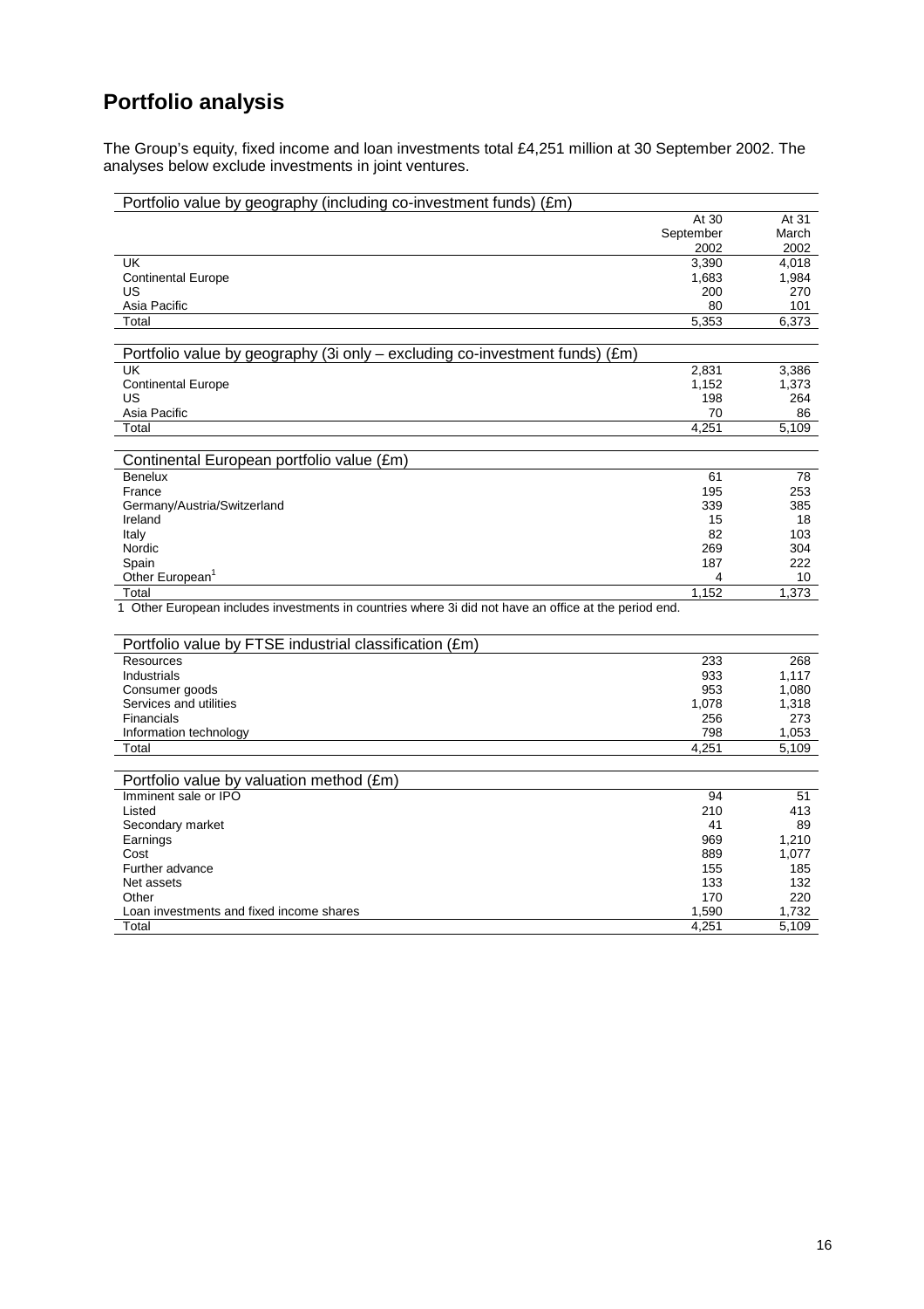# Portfolio analysis

The Group's equity, fixed income and loan investments total £4,251 million at 30 September 2002. The analyses below exclude investments in joint ventures.

| Portfolio value by geography (including co-investment funds) (£m) | At 30 September 2002 | At 31 March 2002 |
|---|---|---|
| UK | 3,390 | 4,018 |
| Continental Europe | 1,683 | 1,984 |
| US | 200 | 270 |
| Asia Pacific | 80 | 101 |
| Total | 5,353 | 6,373 |

| Portfolio value by geography (3i only – excluding co-investment funds) (£m) | | |
|---|---|---|
| UK | 2,831 | 3,386 |
| Continental Europe | 1,152 | 1,373 |
| US | 198 | 264 |
| Asia Pacific | 70 | 86 |
| Total | 4,251 | 5,109 |

| Continental European portfolio value (£m) | | |
|---|---|---|
| Benelux | 61 | 78 |
| France | 195 | 253 |
| Germany/Austria/Switzerland | 339 | 385 |
| Ireland | 15 | 18 |
| Italy | 82 | 103 |
| Nordic | 269 | 304 |
| Spain | 187 | 222 |
| Other European[1] | 4 | 10 |
| Total | 1,152 | 1,373 |

1 Other European includes investments in countries where 3i did not have an office at the period end.

| Portfolio value by FTSE industrial classification (£m) | | |
|---|---|---|
| Resources | 233 | 268 |
| Industrials | 933 | 1,117 |
| Consumer goods | 953 | 1,080 |
| Services and utilities | 1,078 | 1,318 |
| Financials | 256 | 273 |
| Information technology | 798 | 1,053 |
| Total | 4,251 | 5,109 |

| Portfolio value by valuation method (£m) | | |
|---|---|---|
| Imminent sale or IPO | 94 | 51 |
| Listed | 210 | 413 |
| Secondary market | 41 | 89 |
| Earnings | 969 | 1,210 |
| Cost | 889 | 1,077 |
| Further advance | 155 | 185 |
| Net assets | 133 | 132 |
| Other | 170 | 220 |
| Loan investments and fixed income shares | 1,590 | 1,732 |
| Total | 4,251 | 5,109 |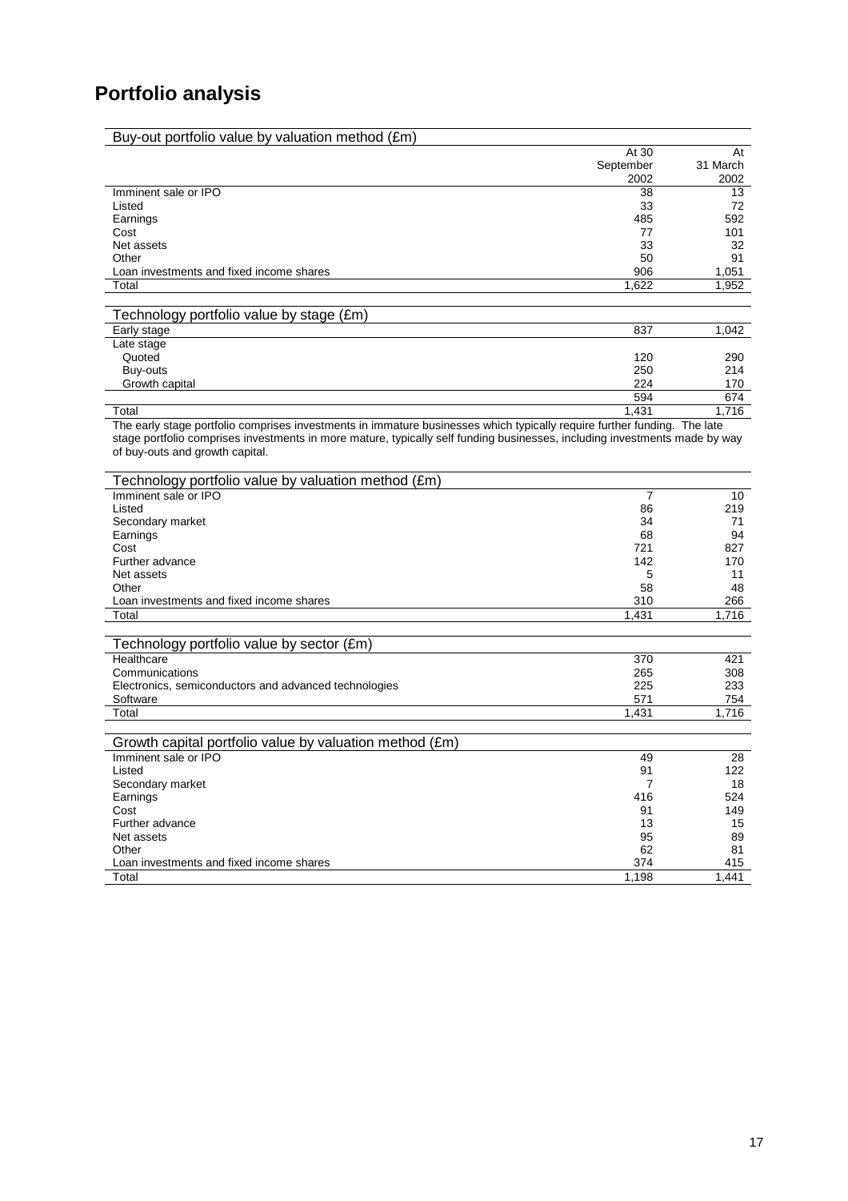# Portfolio analysis

| Buy-out portfolio value by valuation method (£m) | At 30 September 2002 | At 31 March 2002 |
|---|---|---|
| Imminent sale or IPO | 38 | 13 |
| Listed | 33 | 72 |
| Earnings | 485 | 592 |
| Cost | 77 | 101 |
| Net assets | 33 | 32 |
| Other | 50 | 91 |
| Loan investments and fixed income shares | 906 | 1,051 |
| Total | 1,622 | 1,952 |

| Technology portfolio value by stage (£m) | | |
|---|---|---|
| Early stage | 837 | 1,042 |
| Late stage | | |
| Quoted | 120 | 290 |
| Buy-outs | 250 | 214 |
| Growth capital | 224 | 170 |
| | 594 | 674 |
| Total | 1,431 | 1,716 |

The early stage portfolio comprises investments in immature businesses which typically require further funding. The late stage portfolio comprises investments in more mature, typically self funding businesses, including investments made by way of buy-outs and growth capital.

| Technology portfolio value by valuation method (£m) | | |
|---|---|---|
| Imminent sale or IPO | 7 | 10 |
| Listed | 86 | 219 |
| Secondary market | 34 | 71 |
| Earnings | 68 | 94 |
| Cost | 721 | 827 |
| Further advance | 142 | 170 |
| Net assets | 5 | 11 |
| Other | 58 | 48 |
| Loan investments and fixed income shares | 310 | 266 |
| Total | 1,431 | 1,716 |

| Technology portfolio value by sector (£m) | | |
|---|---|---|
| Healthcare | 370 | 421 |
| Communications | 265 | 308 |
| Electronics, semiconductors and advanced technologies | 225 | 233 |
| Software | 571 | 754 |
| Total | 1,431 | 1,716 |

| Growth capital portfolio value by valuation method (£m) | | |
|---|---|---|
| Imminent sale or IPO | 49 | 28 |
| Listed | 91 | 122 |
| Secondary market | 7 | 18 |
| Earnings | 416 | 524 |
| Cost | 91 | 149 |
| Further advance | 13 | 15 |
| Net assets | 95 | 89 |
| Other | 62 | 81 |
| Loan investments and fixed income shares | 374 | 415 |
| Total | 1,198 | 1,441 |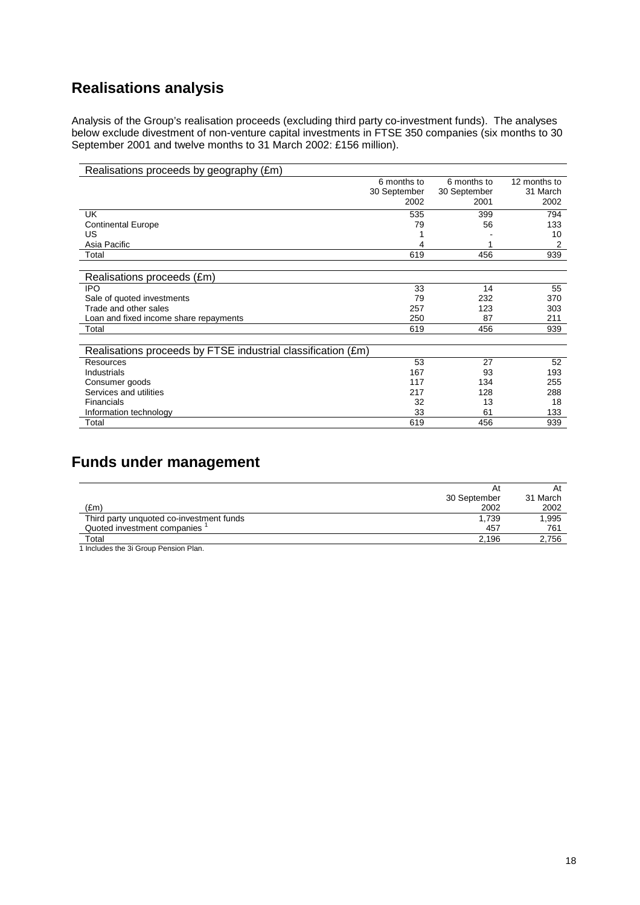## Realisations analysis

Analysis of the Group's realisation proceeds (excluding third party co-investment funds). The analyses below exclude divestment of non-venture capital investments in FTSE 350 companies (six months to 30 September 2001 and twelve months to 31 March 2002: £156 million).

| Realisations proceeds by geography (£m) | 6 months to 30 September 2002 | 6 months to 30 September 2001 | 12 months to 31 March 2002 |
|---|---|---|---|
| UK | 535 | 399 | 794 |
| Continental Europe | 79 | 56 | 133 |
| US | 1 | - | 10 |
| Asia Pacific | 4 | 1 | 2 |
| Total | 619 | 456 | 939 |

| Realisations proceeds (£m) | 6 months to 30 September 2002 | 6 months to 30 September 2001 | 12 months to 31 March 2002 |
|---|---|---|---|
| IPO | 33 | 14 | 55 |
| Sale of quoted investments | 79 | 232 | 370 |
| Trade and other sales | 257 | 123 | 303 |
| Loan and fixed income share repayments | 250 | 87 | 211 |
| Total | 619 | 456 | 939 |

| Realisations proceeds by FTSE industrial classification (£m) | 6 months to 30 September 2002 | 6 months to 30 September 2001 | 12 months to 31 March 2002 |
|---|---|---|---|
| Resources | 53 | 27 | 52 |
| Industrials | 167 | 93 | 193 |
| Consumer goods | 117 | 134 | 255 |
| Services and utilities | 217 | 128 | 288 |
| Financials | 32 | 13 | 18 |
| Information technology | 33 | 61 | 133 |
| Total | 619 | 456 | 939 |

## Funds under management

| (£m) | At 30 September 2002 | At 31 March 2002 |
|---|---|---|
| Third party unquoted co-investment funds | 1,739 | 1,995 |
| Quoted investment companies [1] | 457 | 761 |
| Total | 2,196 | 2,756 |

1 Includes the 3i Group Pension Plan.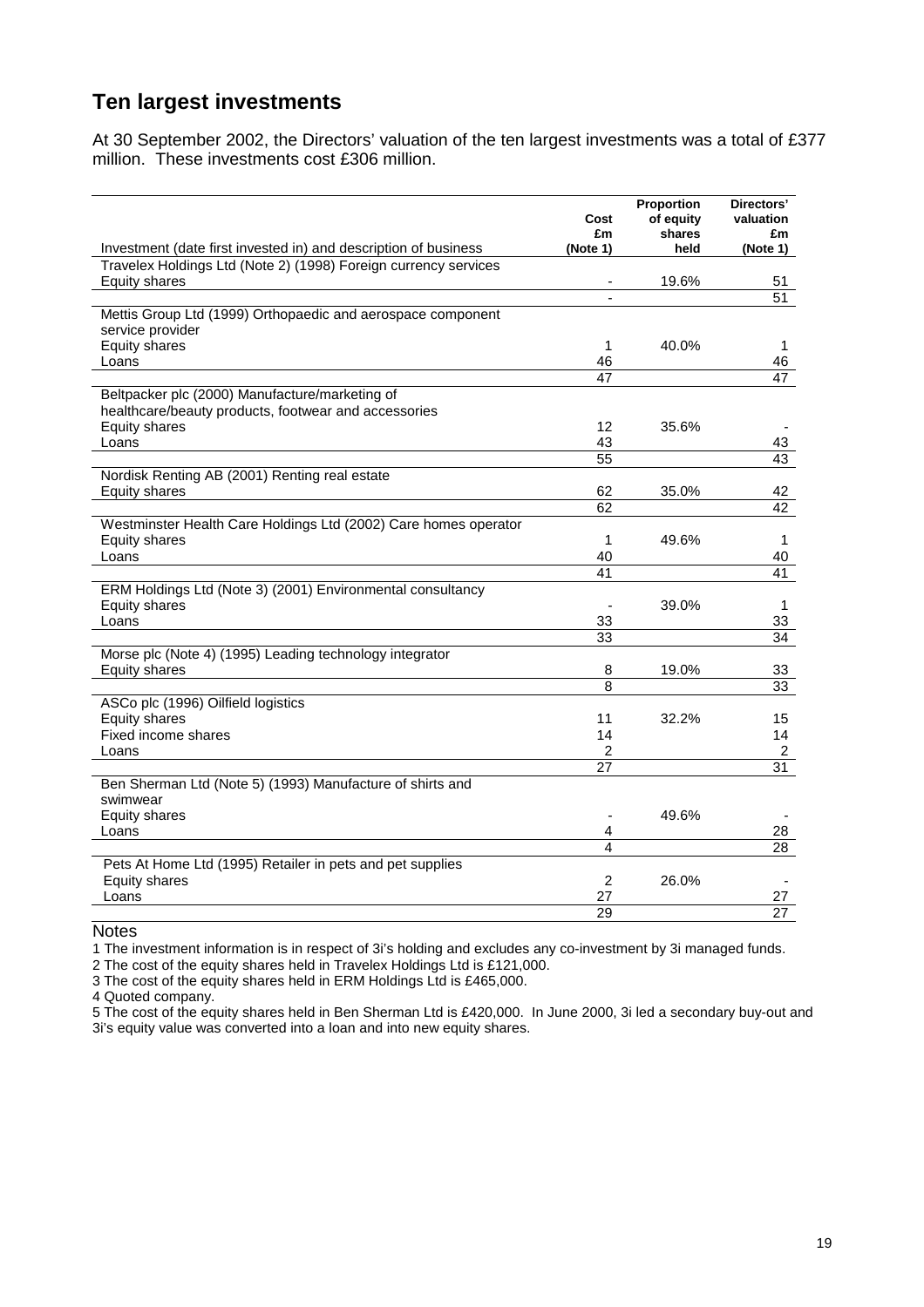## Ten largest investments

At 30 September 2002, the Directors' valuation of the ten largest investments was a total of £377 million. These investments cost £306 million.

| Investment (date first invested in) and description of business | Cost £m (Note 1) | Proportion of equity shares held | Directors' valuation £m (Note 1) |
|---|---|---|---|
| Travelex Holdings Ltd (Note 2) (1998) Foreign currency services | | | |
| Equity shares | - | 19.6% | 51 |
| | - | | 51 |
| Mettis Group Ltd (1999) Orthopaedic and aerospace component service provider | | | |
| Equity shares | 1 | 40.0% | 1 |
| Loans | 46 | | 46 |
| | 47 | | 47 |
| Beltpacker plc (2000) Manufacture/marketing of healthcare/beauty products, footwear and accessories | | | |
| Equity shares | 12 | 35.6% | - |
| Loans | 43 | | 43 |
| | 55 | | 43 |
| Nordisk Renting AB (2001) Renting real estate | | | |
| Equity shares | 62 | 35.0% | 42 |
| | 62 | | 42 |
| Westminster Health Care Holdings Ltd (2002) Care homes operator | | | |
| Equity shares | 1 | 49.6% | 1 |
| Loans | 40 | | 40 |
| | 41 | | 41 |
| ERM Holdings Ltd (Note 3) (2001) Environmental consultancy | | | |
| Equity shares | - | 39.0% | 1 |
| Loans | 33 | | 33 |
| | 33 | | 34 |
| Morse plc (Note 4) (1995) Leading technology integrator | | | |
| Equity shares | 8 | 19.0% | 33 |
| | 8 | | 33 |
| ASCo plc (1996) Oilfield logistics | | | |
| Equity shares | 11 | 32.2% | 15 |
| Fixed income shares | 14 | | 14 |
| Loans | 2 | | 2 |
| | 27 | | 31 |
| Ben Sherman Ltd (Note 5) (1993) Manufacture of shirts and swimwear | | | |
| Equity shares | - | 49.6% | - |
| Loans | 4 | | 28 |
| | 4 | | 28 |
| Pets At Home Ltd (1995) Retailer in pets and pet supplies | | | |
| Equity shares | 2 | 26.0% | - |
| Loans | 27 | | 27 |
| | 29 | | 27 |

Notes

1 The investment information is in respect of 3i's holding and excludes any co-investment by 3i managed funds.

2 The cost of the equity shares held in Travelex Holdings Ltd is £121,000.

3 The cost of the equity shares held in ERM Holdings Ltd is £465,000.

4 Quoted company.

5 The cost of the equity shares held in Ben Sherman Ltd is £420,000. In June 2000, 3i led a secondary buy-out and 3i's equity value was converted into a loan and into new equity shares.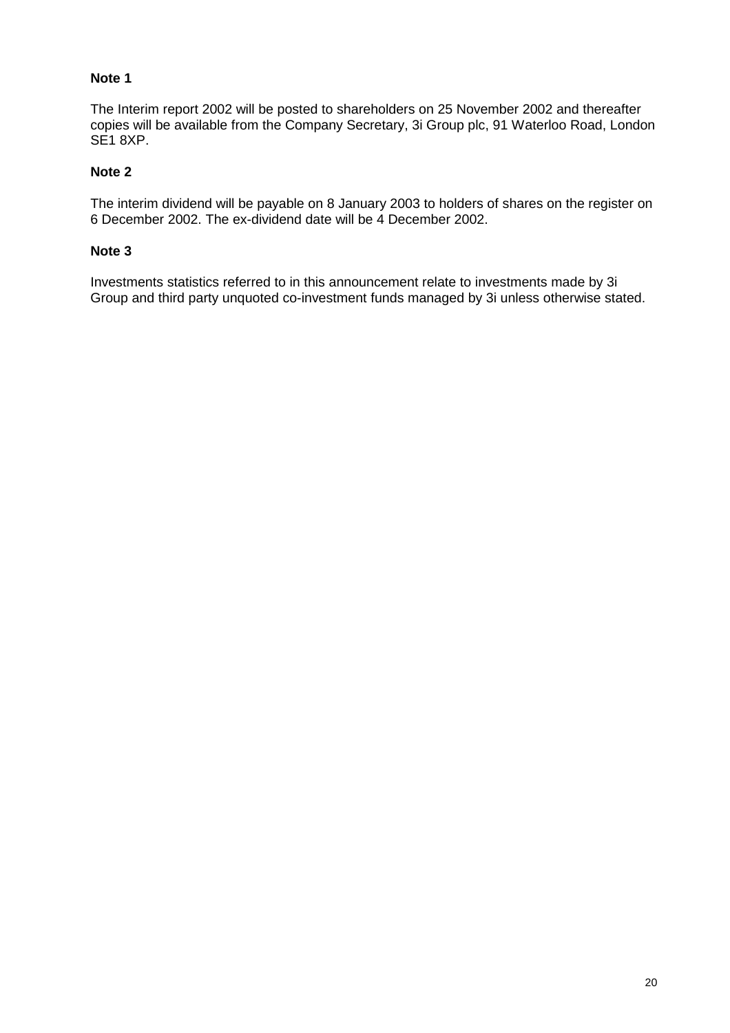**Note 1**

The Interim report 2002 will be posted to shareholders on 25 November 2002 and thereafter copies will be available from the Company Secretary, 3i Group plc, 91 Waterloo Road, London SE1 8XP.

**Note 2**

The interim dividend will be payable on 8 January 2003 to holders of shares on the register on 6 December 2002. The ex-dividend date will be 4 December 2002.

**Note 3**

Investments statistics referred to in this announcement relate to investments made by 3i Group and third party unquoted co-investment funds managed by 3i unless otherwise stated.